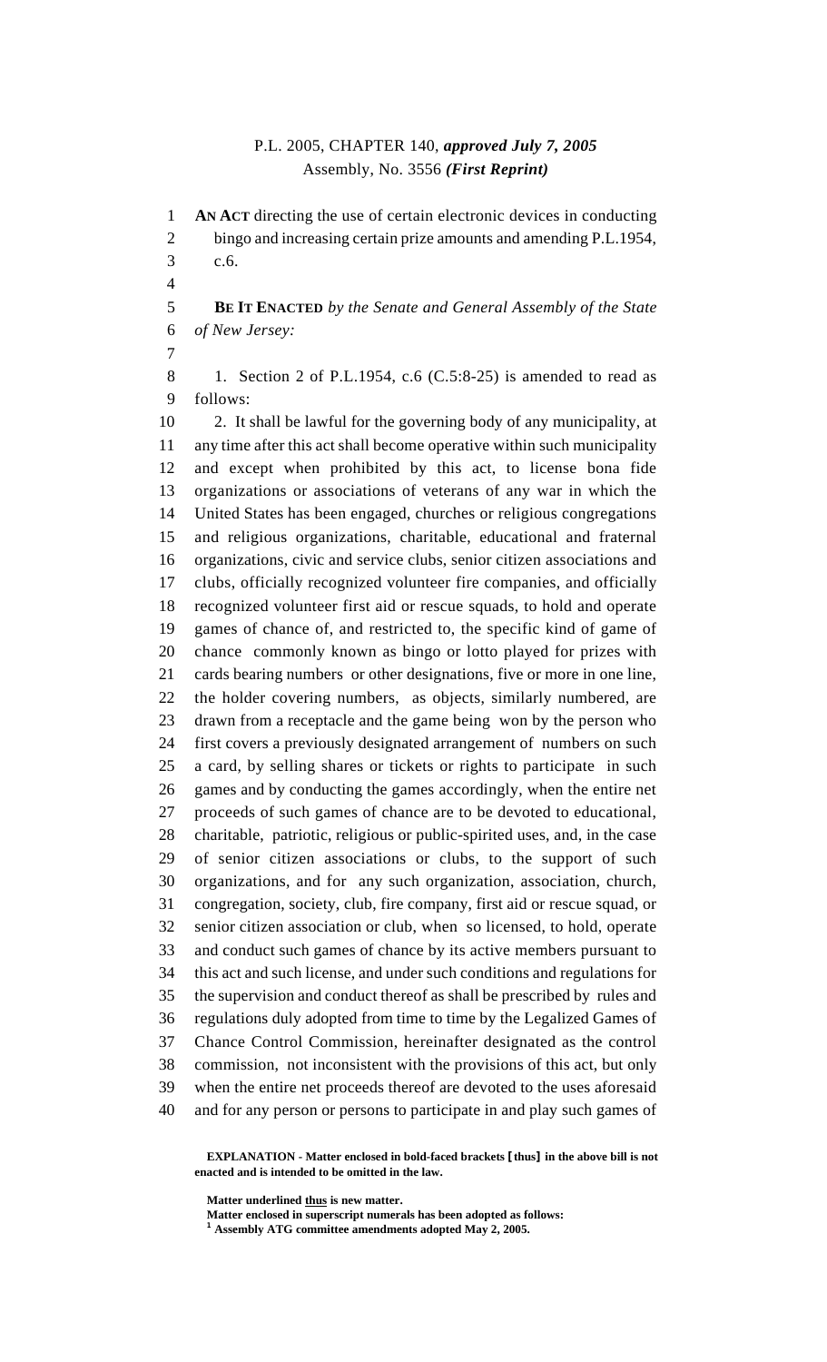P.L. 2005, CHAPTER 140, ***approved July 7, 2005***
Assembly, No. 3556 ***(First Reprint)***

**AN ACT** directing the use of certain electronic devices in conducting bingo and increasing certain prize amounts and amending P.L.1954, c.6.

**BE IT ENACTED** *by the Senate and General Assembly of the State of New Jersey:*

1. Section 2 of P.L.1954, c.6 (C.5:8-25) is amended to read as follows:

2. It shall be lawful for the governing body of any municipality, at any time after this act shall become operative within such municipality and except when prohibited by this act, to license bona fide organizations or associations of veterans of any war in which the United States has been engaged, churches or religious congregations and religious organizations, charitable, educational and fraternal organizations, civic and service clubs, senior citizen associations and clubs, officially recognized volunteer fire companies, and officially recognized volunteer first aid or rescue squads, to hold and operate games of chance of, and restricted to, the specific kind of game of chance commonly known as bingo or lotto played for prizes with cards bearing numbers or other designations, five or more in one line, the holder covering numbers, as objects, similarly numbered, are drawn from a receptacle and the game being won by the person who first covers a previously designated arrangement of numbers on such a card, by selling shares or tickets or rights to participate in such games and by conducting the games accordingly, when the entire net proceeds of such games of chance are to be devoted to educational, charitable, patriotic, religious or public-spirited uses, and, in the case of senior citizen associations or clubs, to the support of such organizations, and for any such organization, association, church, congregation, society, club, fire company, first aid or rescue squad, or senior citizen association or club, when so licensed, to hold, operate and conduct such games of chance by its active members pursuant to this act and such license, and under such conditions and regulations for the supervision and conduct thereof as shall be prescribed by rules and regulations duly adopted from time to time by the Legalized Games of Chance Control Commission, hereinafter designated as the control commission, not inconsistent with the provisions of this act, but only when the entire net proceeds thereof are devoted to the uses aforesaid and for any person or persons to participate in and play such games of

**EXPLANATION - Matter enclosed in bold-faced brackets [thus] in the above bill is not enacted and is intended to be omitted in the law.**

**Matter underlined thus is new matter.**
**Matter enclosed in superscript numerals has been adopted as follows:**
**[1] Assembly ATG committee amendments adopted May 2, 2005.**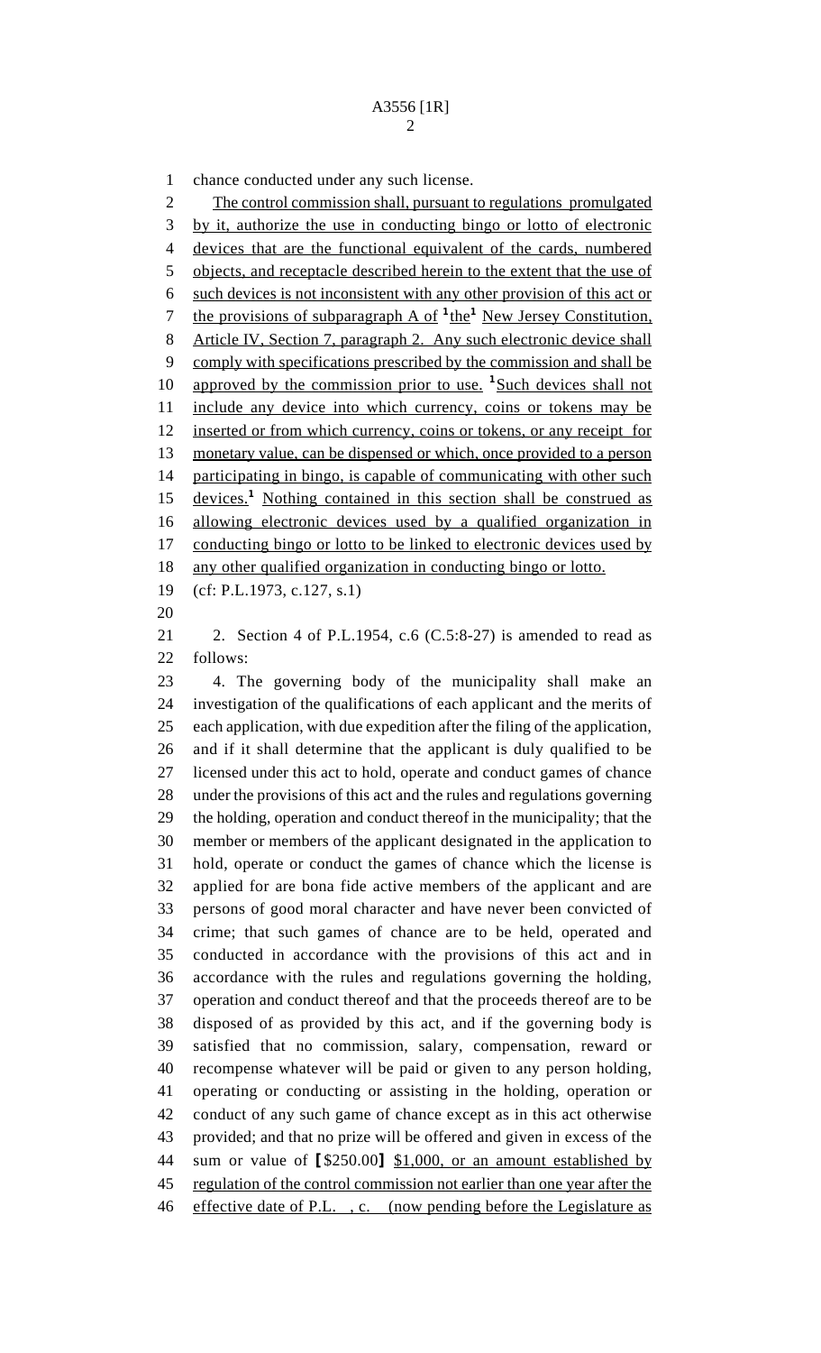chance conducted under any such license.

<u>The control commission shall, pursuant to regulations promulgated by it, authorize the use in conducting bingo or lotto of electronic devices that are the functional equivalent of the cards, numbered objects, and receptacle described herein to the extent that the use of such devices is not inconsistent with any other provision of this act or the provisions of subparagraph A of [1]the[1] New Jersey Constitution, Article IV, Section 7, paragraph 2. Any such electronic device shall comply with specifications prescribed by the commission and shall be approved by the commission prior to use. [1]Such devices shall not include any device into which currency, coins or tokens may be inserted or from which currency, coins or tokens, or any receipt for monetary value, can be dispensed or which, once provided to a person participating in bingo, is capable of communicating with other such devices.[1] Nothing contained in this section shall be construed as allowing electronic devices used by a qualified organization in conducting bingo or lotto to be linked to electronic devices used by any other qualified organization in conducting bingo or lotto.</u>

(cf: P.L.1973, c.127, s.1)

2. Section 4 of P.L.1954, c.6 (C.5:8-27) is amended to read as follows:

4. The governing body of the municipality shall make an investigation of the qualifications of each applicant and the merits of each application, with due expedition after the filing of the application, and if it shall determine that the applicant is duly qualified to be licensed under this act to hold, operate and conduct games of chance under the provisions of this act and the rules and regulations governing the holding, operation and conduct thereof in the municipality; that the member or members of the applicant designated in the application to hold, operate or conduct the games of chance which the license is applied for are bona fide active members of the applicant and are persons of good moral character and have never been convicted of crime; that such games of chance are to be held, operated and conducted in accordance with the provisions of this act and in accordance with the rules and regulations governing the holding, operation and conduct thereof and that the proceeds thereof are to be disposed of as provided by this act, and if the governing body is satisfied that no commission, salary, compensation, reward or recompense whatever will be paid or given to any person holding, operating or conducting or assisting in the holding, operation or conduct of any such game of chance except as in this act otherwise provided; and that no prize will be offered and given in excess of the sum or value of **[**$250.00**]** <u>$1,000, or an amount established by regulation of the control commission not earlier than one year after the effective date of P.L. , c. (now pending before the Legislature as</u>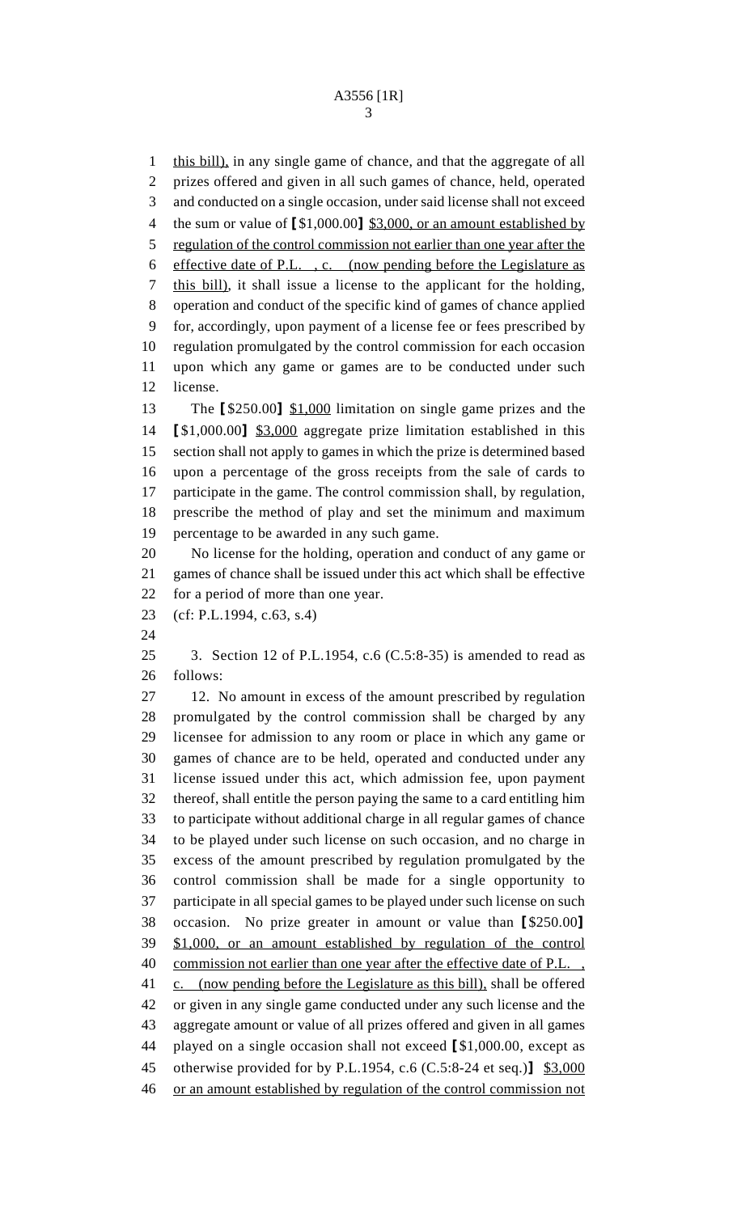this bill), in any single game of chance, and that the aggregate of all prizes offered and given in all such games of chance, held, operated and conducted on a single occasion, under said license shall not exceed the sum or value of [$1,000.00] $3,000, or an amount established by regulation of the control commission not earlier than one year after the effective date of P.L. , c. (now pending before the Legislature as this bill), it shall issue a license to the applicant for the holding, operation and conduct of the specific kind of games of chance applied for, accordingly, upon payment of a license fee or fees prescribed by regulation promulgated by the control commission for each occasion upon which any game or games are to be conducted under such license.

The [$250.00] $1,000 limitation on single game prizes and the [$1,000.00] $3,000 aggregate prize limitation established in this section shall not apply to games in which the prize is determined based upon a percentage of the gross receipts from the sale of cards to participate in the game. The control commission shall, by regulation, prescribe the method of play and set the minimum and maximum percentage to be awarded in any such game.

No license for the holding, operation and conduct of any game or games of chance shall be issued under this act which shall be effective for a period of more than one year.

(cf: P.L.1994, c.63, s.4)

3. Section 12 of P.L.1954, c.6 (C.5:8-35) is amended to read as follows:

12. No amount in excess of the amount prescribed by regulation promulgated by the control commission shall be charged by any licensee for admission to any room or place in which any game or games of chance are to be held, operated and conducted under any license issued under this act, which admission fee, upon payment thereof, shall entitle the person paying the same to a card entitling him to participate without additional charge in all regular games of chance to be played under such license on such occasion, and no charge in excess of the amount prescribed by regulation promulgated by the control commission shall be made for a single opportunity to participate in all special games to be played under such license on such occasion. No prize greater in amount or value than [$250.00] $1,000, or an amount established by regulation of the control commission not earlier than one year after the effective date of P.L. , c. (now pending before the Legislature as this bill), shall be offered or given in any single game conducted under any such license and the aggregate amount or value of all prizes offered and given in all games played on a single occasion shall not exceed [$1,000.00, except as otherwise provided for by P.L.1954, c.6 (C.5:8-24 et seq.)] $3,000 or an amount established by regulation of the control commission not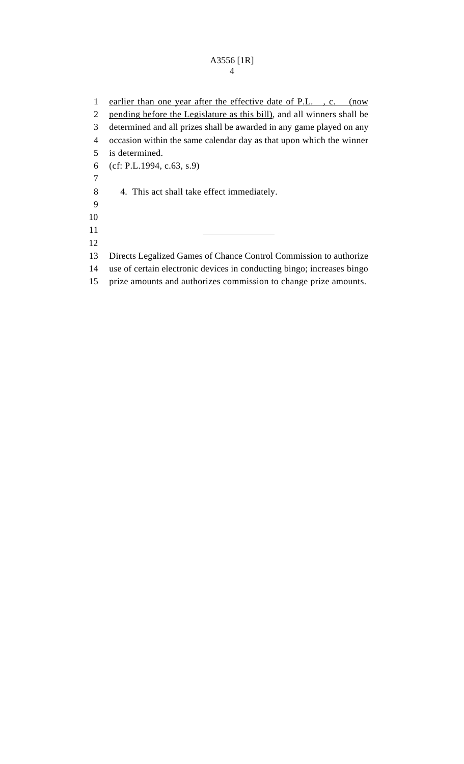earlier than one year after the effective date of P.L. , c. (now pending before the Legislature as this bill), and all winners shall be determined and all prizes shall be awarded in any game played on any occasion within the same calendar day as that upon which the winner is determined.

(cf: P.L.1994, c.63, s.9)

4. This act shall take effect immediately.

---

Directs Legalized Games of Chance Control Commission to authorize use of certain electronic devices in conducting bingo; increases bingo prize amounts and authorizes commission to change prize amounts.